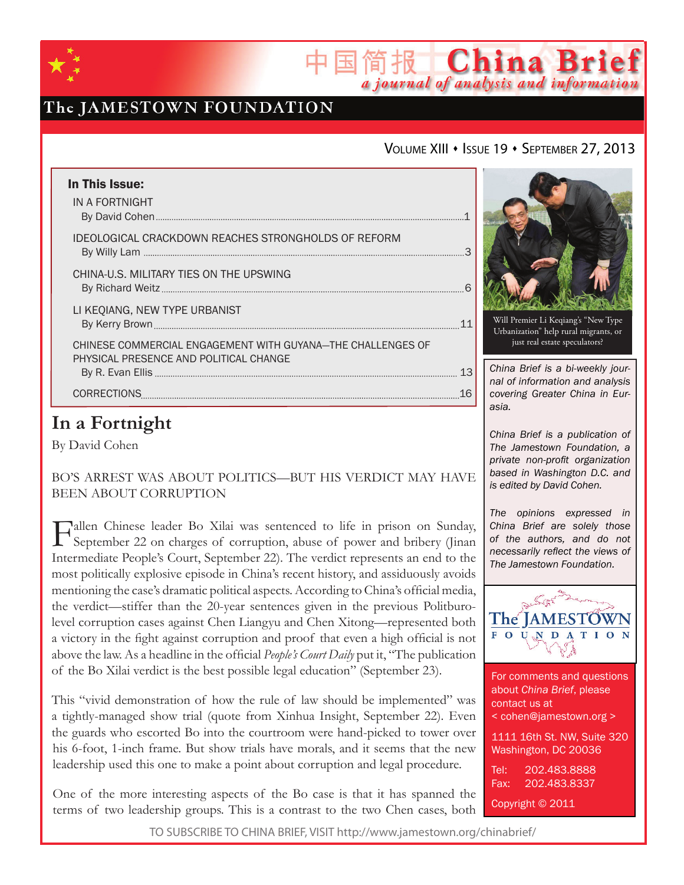# China Brief

*a journal of analysis and information*

The JAMESTOWN FOUNDATION

Volume XIII • Issue 19 • September 27, 2013

**In This Issue:**

IN A FORTNIGHT
By David Cohen ..... 1

IDEOLOGICAL CRACKDOWN REACHES STRONGHOLDS OF REFORM
By Willy Lam ..... 3

CHINA-U.S. MILITARY TIES ON THE UPSWING
By Richard Weitz ..... 6

LI KEQIANG, NEW TYPE URBANIST
By Kerry Brown ..... 11

CHINESE COMMERCIAL ENGAGEMENT WITH GUYANA—THE CHALLENGES OF PHYSICAL PRESENCE AND POLITICAL CHANGE
By R. Evan Ellis ..... 13

CORRECTIONS ..... 16

Will Premier Li Keqiang's "New Type Urbanization" help rural migrants, or just real estate speculators?

*China Brief is a bi-weekly journal of information and analysis covering Greater China in Eurasia.*

*China Brief is a publication of The Jamestown Foundation, a private non-profit organization based in Washington D.C. and is edited by David Cohen.*

*The opinions expressed in China Brief are solely those of the authors, and do not necessarily reflect the views of The Jamestown Foundation.*

For comments and questions about *China Brief*, please contact us at
< cohen@jamestown.org >

1111 16th St. NW, Suite 320
Washington, DC 20036

Tel: 202.483.8888
Fax: 202.483.8337

Copyright © 2011

## In a Fortnight

By David Cohen

### BO'S ARREST WAS ABOUT POLITICS—BUT HIS VERDICT MAY HAVE BEEN ABOUT CORRUPTION

Fallen Chinese leader Bo Xilai was sentenced to life in prison on Sunday, September 22 on charges of corruption, abuse of power and bribery (Jinan Intermediate People's Court, September 22). The verdict represents an end to the most politically explosive episode in China's recent history, and assiduously avoids mentioning the case's dramatic political aspects. According to China's official media, the verdict—stiffer than the 20-year sentences given in the previous Politburo-level corruption cases against Chen Liangyu and Chen Xitong—represented both a victory in the fight against corruption and proof that even a high official is not above the law. As a headline in the official *People's Court Daily* put it, "The publication of the Bo Xilai verdict is the best possible legal education" (September 23).

This "vivid demonstration of how the rule of law should be implemented" was a tightly-managed show trial (quote from Xinhua Insight, September 22). Even the guards who escorted Bo into the courtroom were hand-picked to tower over his 6-foot, 1-inch frame. But show trials have morals, and it seems that the new leadership used this one to make a point about corruption and legal procedure.

One of the more interesting aspects of the Bo case is that it has spanned the terms of two leadership groups. This is a contrast to the two Chen cases, both

TO SUBSCRIBE TO CHINA BRIEF, VISIT http://www.jamestown.org/chinabrief/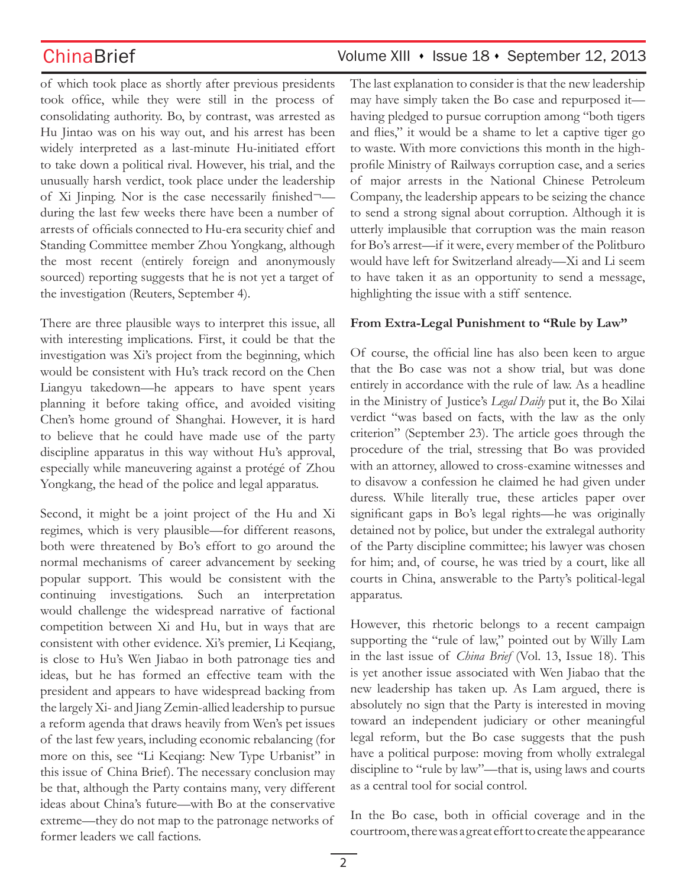of which took place as shortly after previous presidents took office, while they were still in the process of consolidating authority. Bo, by contrast, was arrested as Hu Jintao was on his way out, and his arrest has been widely interpreted as a last-minute Hu-initiated effort to take down a political rival. However, his trial, and the unusually harsh verdict, took place under the leadership of Xi Jinping. Nor is the case necessarily finished¬—during the last few weeks there have been a number of arrests of officials connected to Hu-era security chief and Standing Committee member Zhou Yongkang, although the most recent (entirely foreign and anonymously sourced) reporting suggests that he is not yet a target of the investigation (Reuters, September 4).

There are three plausible ways to interpret this issue, all with interesting implications. First, it could be that the investigation was Xi's project from the beginning, which would be consistent with Hu's track record on the Chen Liangyu takedown—he appears to have spent years planning it before taking office, and avoided visiting Chen's home ground of Shanghai. However, it is hard to believe that he could have made use of the party discipline apparatus in this way without Hu's approval, especially while maneuvering against a protégé of Zhou Yongkang, the head of the police and legal apparatus.

Second, it might be a joint project of the Hu and Xi regimes, which is very plausible—for different reasons, both were threatened by Bo's effort to go around the normal mechanisms of career advancement by seeking popular support. This would be consistent with the continuing investigations. Such an interpretation would challenge the widespread narrative of factional competition between Xi and Hu, but in ways that are consistent with other evidence. Xi's premier, Li Keqiang, is close to Hu's Wen Jiabao in both patronage ties and ideas, but he has formed an effective team with the president and appears to have widespread backing from the largely Xi- and Jiang Zemin-allied leadership to pursue a reform agenda that draws heavily from Wen's pet issues of the last few years, including economic rebalancing (for more on this, see "Li Keqiang: New Type Urbanist" in this issue of China Brief). The necessary conclusion may be that, although the Party contains many, very different ideas about China's future—with Bo at the conservative extreme—they do not map to the patronage networks of former leaders we call factions.

The last explanation to consider is that the new leadership may have simply taken the Bo case and repurposed it—having pledged to pursue corruption among "both tigers and flies," it would be a shame to let a captive tiger go to waste. With more convictions this month in the high-profile Ministry of Railways corruption case, and a series of major arrests in the National Chinese Petroleum Company, the leadership appears to be seizing the chance to send a strong signal about corruption. Although it is utterly implausible that corruption was the main reason for Bo's arrest—if it were, every member of the Politburo would have left for Switzerland already—Xi and Li seem to have taken it as an opportunity to send a message, highlighting the issue with a stiff sentence.

**From Extra-Legal Punishment to "Rule by Law"**

Of course, the official line has also been keen to argue that the Bo case was not a show trial, but was done entirely in accordance with the rule of law. As a headline in the Ministry of Justice's *Legal Daily* put it, the Bo Xilai verdict "was based on facts, with the law as the only criterion" (September 23). The article goes through the procedure of the trial, stressing that Bo was provided with an attorney, allowed to cross-examine witnesses and to disavow a confession he claimed he had given under duress. While literally true, these articles paper over significant gaps in Bo's legal rights—he was originally detained not by police, but under the extralegal authority of the Party discipline committee; his lawyer was chosen for him; and, of course, he was tried by a court, like all courts in China, answerable to the Party's political-legal apparatus.

However, this rhetoric belongs to a recent campaign supporting the "rule of law," pointed out by Willy Lam in the last issue of *China Brief* (Vol. 13, Issue 18). This is yet another issue associated with Wen Jiabao that the new leadership has taken up. As Lam argued, there is absolutely no sign that the Party is interested in moving toward an independent judiciary or other meaningful legal reform, but the Bo case suggests that the push have a political purpose: moving from wholly extralegal discipline to "rule by law"—that is, using laws and courts as a central tool for social control.

In the Bo case, both in official coverage and in the courtroom, there was a great effort to create the appearance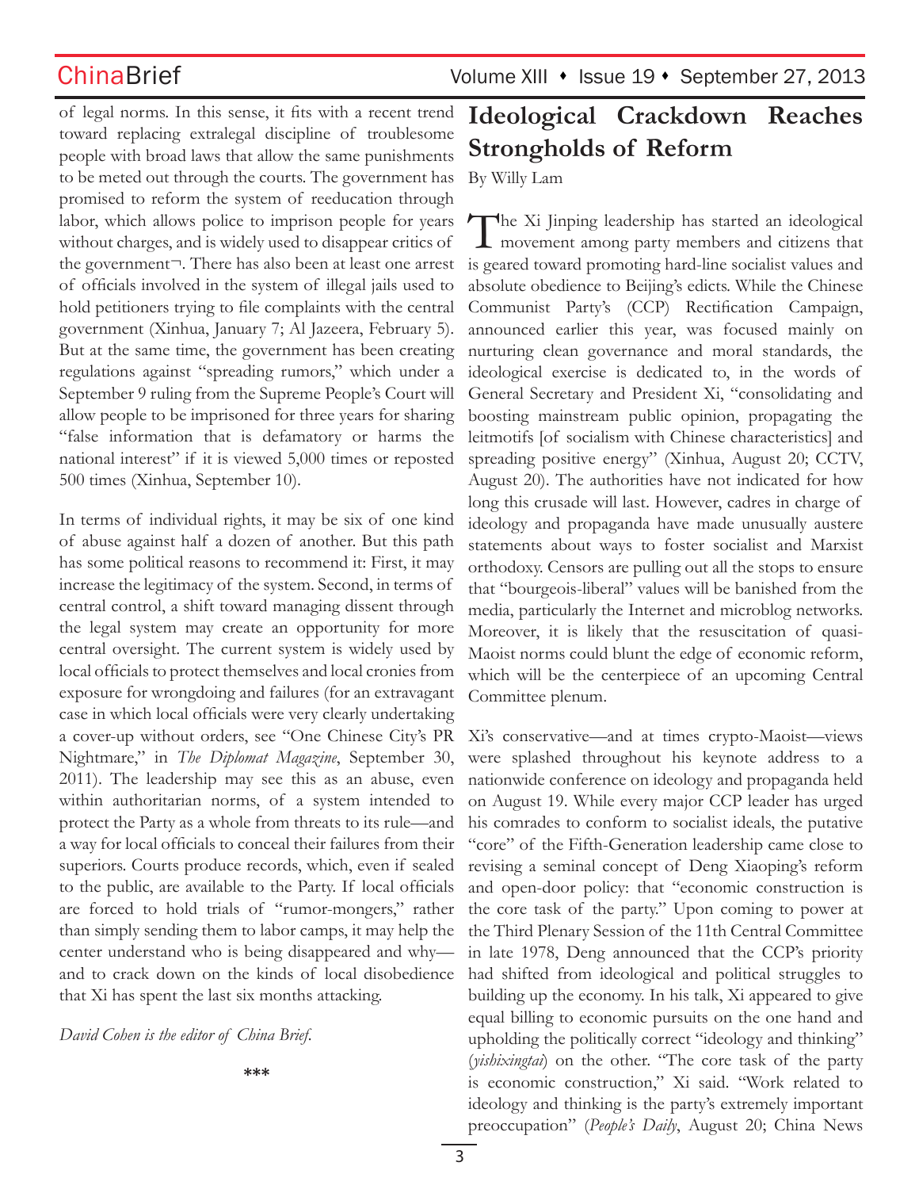of legal norms. In this sense, it fits with a recent trend toward replacing extralegal discipline of troublesome people with broad laws that allow the same punishments to be meted out through the courts. The government has promised to reform the system of reeducation through labor, which allows police to imprison people for years without charges, and is widely used to disappear critics of the government¬. There has also been at least one arrest of officials involved in the system of illegal jails used to hold petitioners trying to file complaints with the central government (Xinhua, January 7; Al Jazeera, February 5). But at the same time, the government has been creating regulations against "spreading rumors," which under a September 9 ruling from the Supreme People's Court will allow people to be imprisoned for three years for sharing "false information that is defamatory or harms the national interest" if it is viewed 5,000 times or reposted 500 times (Xinhua, September 10).

In terms of individual rights, it may be six of one kind of abuse against half a dozen of another. But this path has some political reasons to recommend it: First, it may increase the legitimacy of the system. Second, in terms of central control, a shift toward managing dissent through the legal system may create an opportunity for more central oversight. The current system is widely used by local officials to protect themselves and local cronies from exposure for wrongdoing and failures (for an extravagant case in which local officials were very clearly undertaking a cover-up without orders, see "One Chinese City's PR Nightmare," in *The Diplomat Magazine*, September 30, 2011). The leadership may see this as an abuse, even within authoritarian norms, of a system intended to protect the Party as a whole from threats to its rule—and a way for local officials to conceal their failures from their superiors. Courts produce records, which, even if sealed to the public, are available to the Party. If local officials are forced to hold trials of "rumor-mongers," rather than simply sending them to labor camps, it may help the center understand who is being disappeared and why—and to crack down on the kinds of local disobedience that Xi has spent the last six months attacking.

*David Cohen is the editor of China Brief.*

***

# Ideological Crackdown Reaches Strongholds of Reform

By Willy Lam

The Xi Jinping leadership has started an ideological movement among party members and citizens that is geared toward promoting hard-line socialist values and absolute obedience to Beijing's edicts. While the Chinese Communist Party's (CCP) Rectification Campaign, announced earlier this year, was focused mainly on nurturing clean governance and moral standards, the ideological exercise is dedicated to, in the words of General Secretary and President Xi, "consolidating and boosting mainstream public opinion, propagating the leitmotifs [of socialism with Chinese characteristics] and spreading positive energy" (Xinhua, August 20; CCTV, August 20). The authorities have not indicated for how long this crusade will last. However, cadres in charge of ideology and propaganda have made unusually austere statements about ways to foster socialist and Marxist orthodoxy. Censors are pulling out all the stops to ensure that "bourgeois-liberal" values will be banished from the media, particularly the Internet and microblog networks. Moreover, it is likely that the resuscitation of quasi-Maoist norms could blunt the edge of economic reform, which will be the centerpiece of an upcoming Central Committee plenum.

Xi's conservative—and at times crypto-Maoist—views were splashed throughout his keynote address to a nationwide conference on ideology and propaganda held on August 19. While every major CCP leader has urged his comrades to conform to socialist ideals, the putative "core" of the Fifth-Generation leadership came close to revising a seminal concept of Deng Xiaoping's reform and open-door policy: that "economic construction is the core task of the party." Upon coming to power at the Third Plenary Session of the 11th Central Committee in late 1978, Deng announced that the CCP's priority had shifted from ideological and political struggles to building up the economy. In his talk, Xi appeared to give equal billing to economic pursuits on the one hand and upholding the politically correct "ideology and thinking" (*yishixingtai*) on the other. "The core task of the party is economic construction," Xi said. "Work related to ideology and thinking is the party's extremely important preoccupation" (*People's Daily*, August 20; China News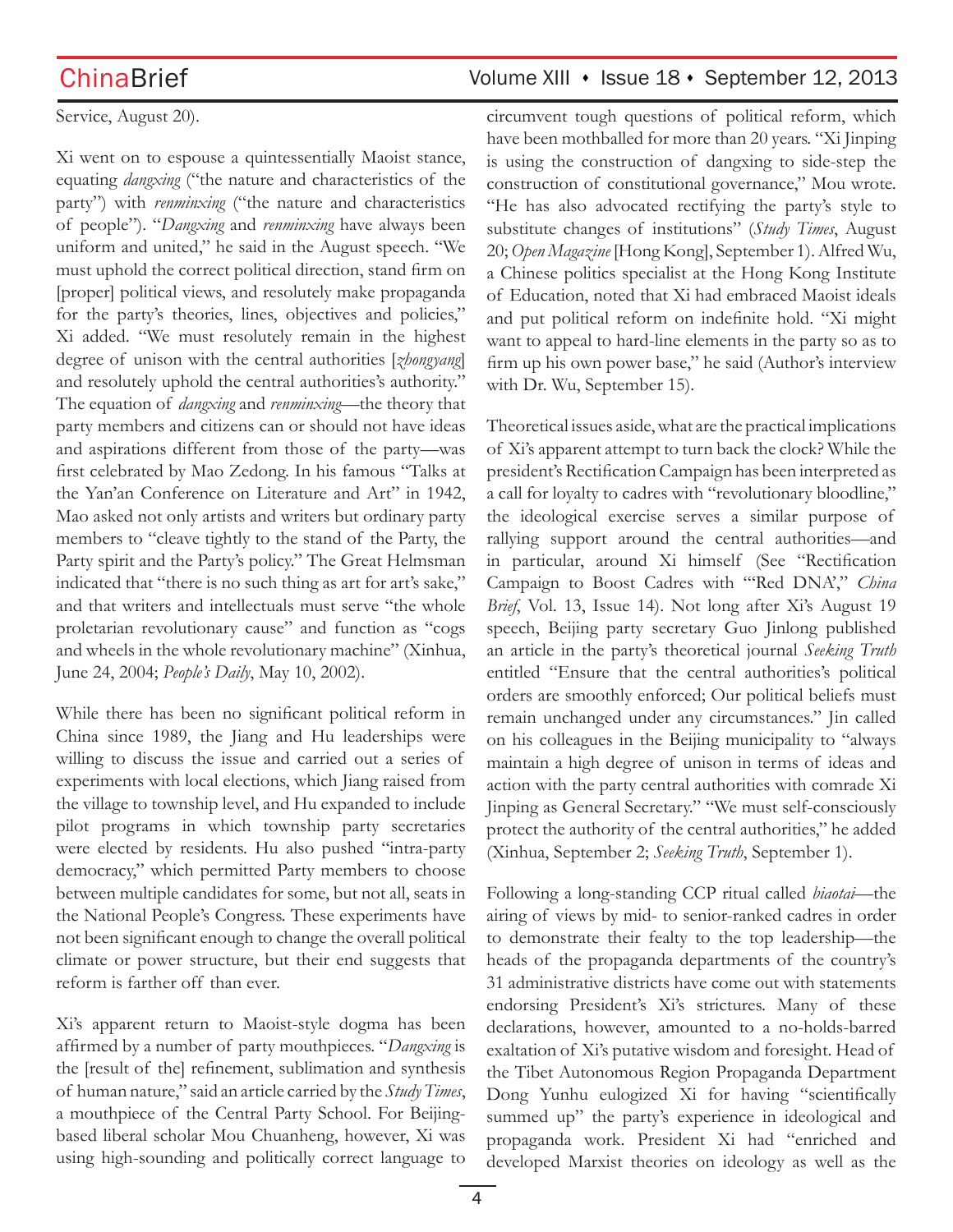Service, August 20).

Xi went on to espouse a quintessentially Maoist stance, equating *dangxing* ("the nature and characteristics of the party") with *renminxing* ("the nature and characteristics of people"). "*Dangxing* and *renminxing* have always been uniform and united," he said in the August speech. "We must uphold the correct political direction, stand firm on [proper] political views, and resolutely make propaganda for the party's theories, lines, objectives and policies," Xi added. "We must resolutely remain in the highest degree of unison with the central authorities [*zhongyang*] and resolutely uphold the central authorities's authority." The equation of *dangxing* and *renminxing*—the theory that party members and citizens can or should not have ideas and aspirations different from those of the party—was first celebrated by Mao Zedong. In his famous "Talks at the Yan'an Conference on Literature and Art" in 1942, Mao asked not only artists and writers but ordinary party members to "cleave tightly to the stand of the Party, the Party spirit and the Party's policy." The Great Helmsman indicated that "there is no such thing as art for art's sake," and that writers and intellectuals must serve "the whole proletarian revolutionary cause" and function as "cogs and wheels in the whole revolutionary machine" (Xinhua, June 24, 2004; *People's Daily*, May 10, 2002).

While there has been no significant political reform in China since 1989, the Jiang and Hu leaderships were willing to discuss the issue and carried out a series of experiments with local elections, which Jiang raised from the village to township level, and Hu expanded to include pilot programs in which township party secretaries were elected by residents. Hu also pushed "intra-party democracy," which permitted Party members to choose between multiple candidates for some, but not all, seats in the National People's Congress. These experiments have not been significant enough to change the overall political climate or power structure, but their end suggests that reform is farther off than ever.

Xi's apparent return to Maoist-style dogma has been affirmed by a number of party mouthpieces. "*Dangxing* is the [result of the] refinement, sublimation and synthesis of human nature," said an article carried by the *Study Times*, a mouthpiece of the Central Party School. For Beijing-based liberal scholar Mou Chuanheng, however, Xi was using high-sounding and politically correct language to circumvent tough questions of political reform, which have been mothballed for more than 20 years. "Xi Jinping is using the construction of dangxing to side-step the construction of constitutional governance," Mou wrote. "He has also advocated rectifying the party's style to substitute changes of institutions" (*Study Times*, August 20; *Open Magazine* [Hong Kong], September 1). Alfred Wu, a Chinese politics specialist at the Hong Kong Institute of Education, noted that Xi had embraced Maoist ideals and put political reform on indefinite hold. "Xi might want to appeal to hard-line elements in the party so as to firm up his own power base," he said (Author's interview with Dr. Wu, September 15).

Theoretical issues aside, what are the practical implications of Xi's apparent attempt to turn back the clock? While the president's Rectification Campaign has been interpreted as a call for loyalty to cadres with "revolutionary bloodline," the ideological exercise serves a similar purpose of rallying support around the central authorities—and in particular, around Xi himself (See "Rectification Campaign to Boost Cadres with "'Red DNA'," *China Brief*, Vol. 13, Issue 14). Not long after Xi's August 19 speech, Beijing party secretary Guo Jinlong published an article in the party's theoretical journal *Seeking Truth* entitled "Ensure that the central authorities's political orders are smoothly enforced; Our political beliefs must remain unchanged under any circumstances." Jin called on his colleagues in the Beijing municipality to "always maintain a high degree of unison in terms of ideas and action with the party central authorities with comrade Xi Jinping as General Secretary." "We must self-consciously protect the authority of the central authorities," he added (Xinhua, September 2; *Seeking Truth*, September 1).

Following a long-standing CCP ritual called *biaotai*—the airing of views by mid- to senior-ranked cadres in order to demonstrate their fealty to the top leadership—the heads of the propaganda departments of the country's 31 administrative districts have come out with statements endorsing President's Xi's strictures. Many of these declarations, however, amounted to a no-holds-barred exaltation of Xi's putative wisdom and foresight. Head of the Tibet Autonomous Region Propaganda Department Dong Yunhu eulogized Xi for having "scientifically summed up" the party's experience in ideological and propaganda work. President Xi had "enriched and developed Marxist theories on ideology as well as the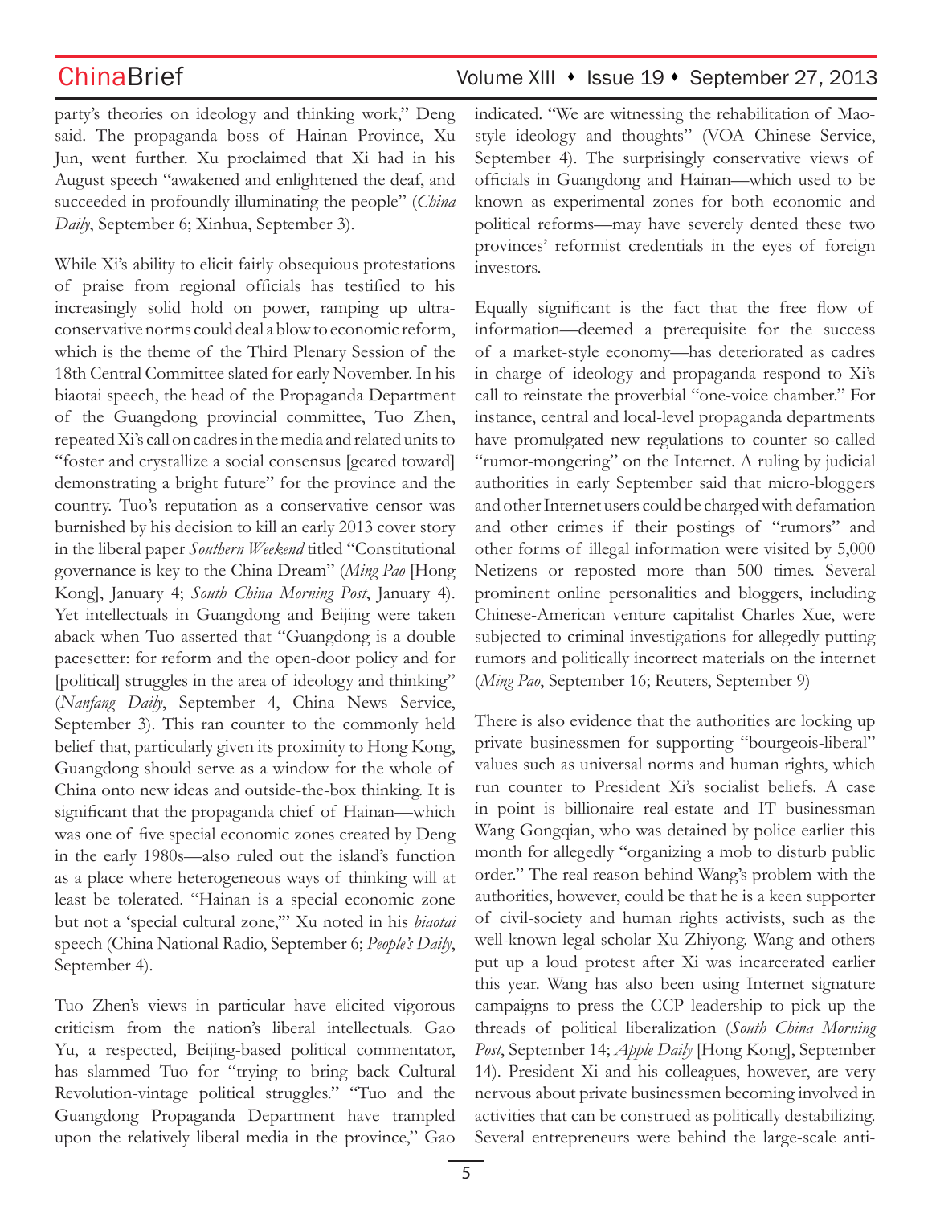party's theories on ideology and thinking work," Deng said. The propaganda boss of Hainan Province, Xu Jun, went further. Xu proclaimed that Xi had in his August speech "awakened and enlightened the deaf, and succeeded in profoundly illuminating the people" (*China Daily*, September 6; Xinhua, September 3).

While Xi's ability to elicit fairly obsequious protestations of praise from regional officials has testified to his increasingly solid hold on power, ramping up ultra-conservative norms could deal a blow to economic reform, which is the theme of the Third Plenary Session of the 18th Central Committee slated for early November. In his biaotai speech, the head of the Propaganda Department of the Guangdong provincial committee, Tuo Zhen, repeated Xi's call on cadres in the media and related units to "foster and crystallize a social consensus [geared toward] demonstrating a bright future" for the province and the country. Tuo's reputation as a conservative censor was burnished by his decision to kill an early 2013 cover story in the liberal paper *Southern Weekend* titled "Constitutional governance is key to the China Dream" (*Ming Pao* [Hong Kong], January 4; *South China Morning Post*, January 4). Yet intellectuals in Guangdong and Beijing were taken aback when Tuo asserted that "Guangdong is a double pacesetter: for reform and the open-door policy and for [political] struggles in the area of ideology and thinking" (*Nanfang Daily*, September 4, China News Service, September 3). This ran counter to the commonly held belief that, particularly given its proximity to Hong Kong, Guangdong should serve as a window for the whole of China onto new ideas and outside-the-box thinking. It is significant that the propaganda chief of Hainan—which was one of five special economic zones created by Deng in the early 1980s—also ruled out the island's function as a place where heterogeneous ways of thinking will at least be tolerated. "Hainan is a special economic zone but not a 'special cultural zone,'" Xu noted in his *biaotai* speech (China National Radio, September 6; *People's Daily*, September 4).

Tuo Zhen's views in particular have elicited vigorous criticism from the nation's liberal intellectuals. Gao Yu, a respected, Beijing-based political commentator, has slammed Tuo for "trying to bring back Cultural Revolution-vintage political struggles." "Tuo and the Guangdong Propaganda Department have trampled upon the relatively liberal media in the province," Gao indicated. "We are witnessing the rehabilitation of Mao-style ideology and thoughts" (VOA Chinese Service, September 4). The surprisingly conservative views of officials in Guangdong and Hainan—which used to be known as experimental zones for both economic and political reforms—may have severely dented these two provinces' reformist credentials in the eyes of foreign investors.

Equally significant is the fact that the free flow of information—deemed a prerequisite for the success of a market-style economy—has deteriorated as cadres in charge of ideology and propaganda respond to Xi's call to reinstate the proverbial "one-voice chamber." For instance, central and local-level propaganda departments have promulgated new regulations to counter so-called "rumor-mongering" on the Internet. A ruling by judicial authorities in early September said that micro-bloggers and other Internet users could be charged with defamation and other crimes if their postings of "rumors" and other forms of illegal information were visited by 5,000 Netizens or reposted more than 500 times. Several prominent online personalities and bloggers, including Chinese-American venture capitalist Charles Xue, were subjected to criminal investigations for allegedly putting rumors and politically incorrect materials on the internet (*Ming Pao*, September 16; Reuters, September 9)

There is also evidence that the authorities are locking up private businessmen for supporting "bourgeois-liberal" values such as universal norms and human rights, which run counter to President Xi's socialist beliefs. A case in point is billionaire real-estate and IT businessman Wang Gongqian, who was detained by police earlier this month for allegedly "organizing a mob to disturb public order." The real reason behind Wang's problem with the authorities, however, could be that he is a keen supporter of civil-society and human rights activists, such as the well-known legal scholar Xu Zhiyong. Wang and others put up a loud protest after Xi was incarcerated earlier this year. Wang has also been using Internet signature campaigns to press the CCP leadership to pick up the threads of political liberalization (*South China Morning Post*, September 14; *Apple Daily* [Hong Kong], September 14). President Xi and his colleagues, however, are very nervous about private businessmen becoming involved in activities that can be construed as politically destabilizing. Several entrepreneurs were behind the large-scale anti-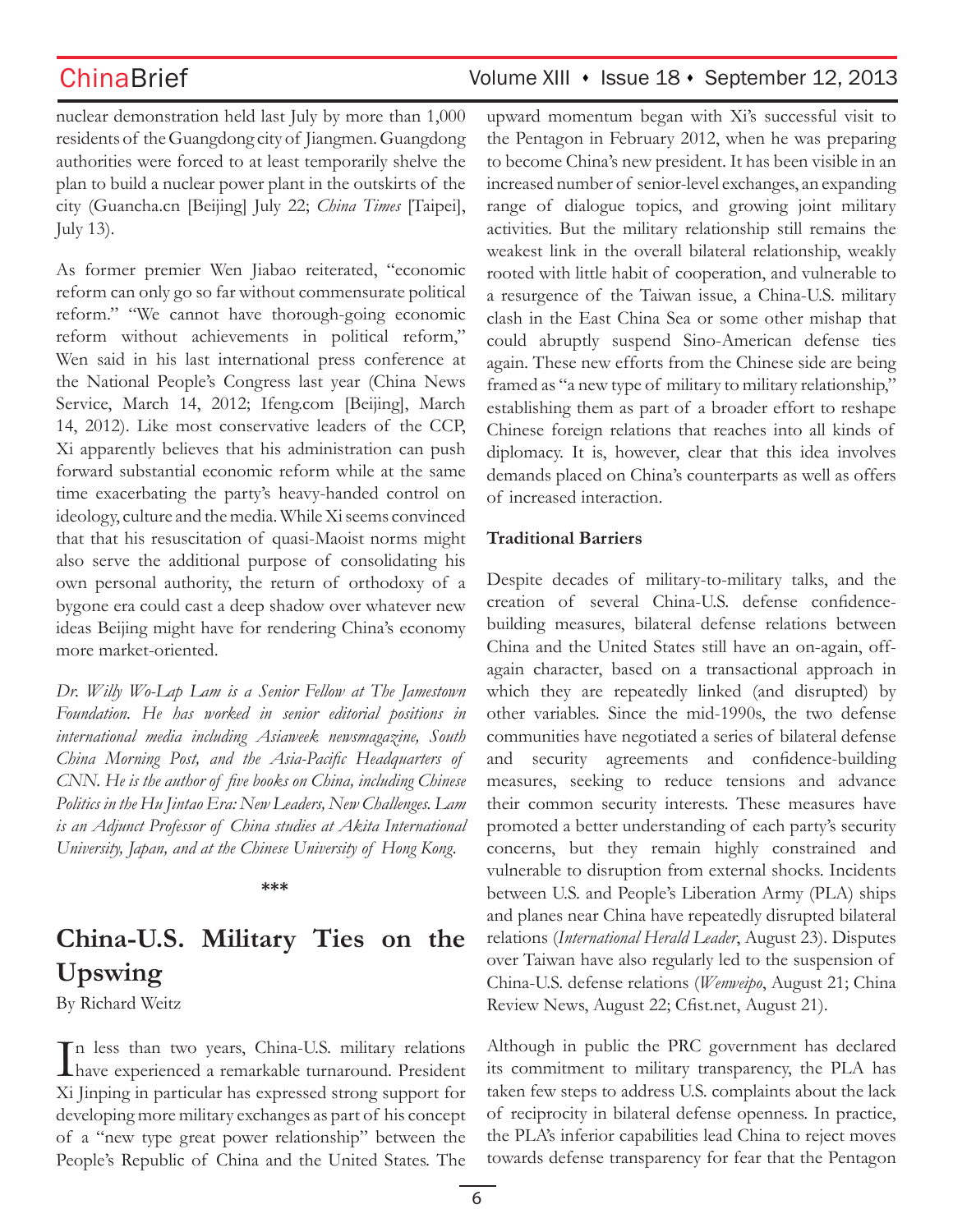nuclear demonstration held last July by more than 1,000 residents of the Guangdong city of Jiangmen. Guangdong authorities were forced to at least temporarily shelve the plan to build a nuclear power plant in the outskirts of the city (Guancha.cn [Beijing] July 22; *China Times* [Taipei], July 13).

As former premier Wen Jiabao reiterated, "economic reform can only go so far without commensurate political reform." "We cannot have thorough-going economic reform without achievements in political reform," Wen said in his last international press conference at the National People's Congress last year (China News Service, March 14, 2012; Ifeng.com [Beijing], March 14, 2012). Like most conservative leaders of the CCP, Xi apparently believes that his administration can push forward substantial economic reform while at the same time exacerbating the party's heavy-handed control on ideology, culture and the media. While Xi seems convinced that that his resuscitation of quasi-Maoist norms might also serve the additional purpose of consolidating his own personal authority, the return of orthodoxy of a bygone era could cast a deep shadow over whatever new ideas Beijing might have for rendering China's economy more market-oriented.

*Dr. Willy Wo-Lap Lam is a Senior Fellow at The Jamestown Foundation. He has worked in senior editorial positions in international media including Asiaweek newsmagazine, South China Morning Post, and the Asia-Pacific Headquarters of CNN. He is the author of five books on China, including Chinese Politics in the Hu Jintao Era: New Leaders, New Challenges. Lam is an Adjunct Professor of China studies at Akita International University, Japan, and at the Chinese University of Hong Kong.*

\*\*\*

## China-U.S. Military Ties on the Upswing

By Richard Weitz

In less than two years, China-U.S. military relations have experienced a remarkable turnaround. President Xi Jinping in particular has expressed strong support for developing more military exchanges as part of his concept of a "new type great power relationship" between the People's Republic of China and the United States. The upward momentum began with Xi's successful visit to the Pentagon in February 2012, when he was preparing to become China's new president. It has been visible in an increased number of senior-level exchanges, an expanding range of dialogue topics, and growing joint military activities. But the military relationship still remains the weakest link in the overall bilateral relationship, weakly rooted with little habit of cooperation, and vulnerable to a resurgence of the Taiwan issue, a China-U.S. military clash in the East China Sea or some other mishap that could abruptly suspend Sino-American defense ties again. These new efforts from the Chinese side are being framed as "a new type of military to military relationship," establishing them as part of a broader effort to reshape Chinese foreign relations that reaches into all kinds of diplomacy. It is, however, clear that this idea involves demands placed on China's counterparts as well as offers of increased interaction.

**Traditional Barriers**

Despite decades of military-to-military talks, and the creation of several China-U.S. defense confidence-building measures, bilateral defense relations between China and the United States still have an on-again, off-again character, based on a transactional approach in which they are repeatedly linked (and disrupted) by other variables. Since the mid-1990s, the two defense communities have negotiated a series of bilateral defense and security agreements and confidence-building measures, seeking to reduce tensions and advance their common security interests. These measures have promoted a better understanding of each party's security concerns, but they remain highly constrained and vulnerable to disruption from external shocks. Incidents between U.S. and People's Liberation Army (PLA) ships and planes near China have repeatedly disrupted bilateral relations (*International Herald Leader*, August 23). Disputes over Taiwan have also regularly led to the suspension of China-U.S. defense relations (*Wenweipo*, August 21; China Review News, August 22; Cfist.net, August 21).

Although in public the PRC government has declared its commitment to military transparency, the PLA has taken few steps to address U.S. complaints about the lack of reciprocity in bilateral defense openness. In practice, the PLA's inferior capabilities lead China to reject moves towards defense transparency for fear that the Pentagon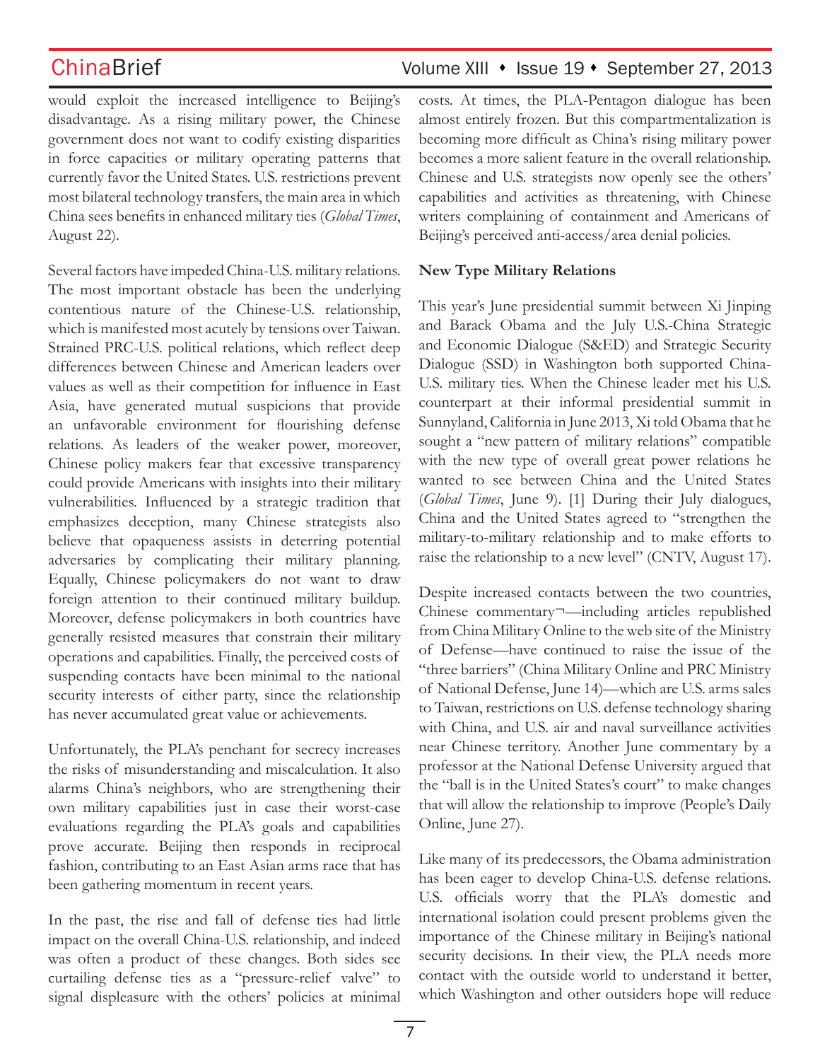would exploit the increased intelligence to Beijing's disadvantage. As a rising military power, the Chinese government does not want to codify existing disparities in force capacities or military operating patterns that currently favor the United States. U.S. restrictions prevent most bilateral technology transfers, the main area in which China sees benefits in enhanced military ties (*Global Times*, August 22).

Several factors have impeded China-U.S. military relations. The most important obstacle has been the underlying contentious nature of the Chinese-U.S. relationship, which is manifested most acutely by tensions over Taiwan. Strained PRC-U.S. political relations, which reflect deep differences between Chinese and American leaders over values as well as their competition for influence in East Asia, have generated mutual suspicions that provide an unfavorable environment for flourishing defense relations. As leaders of the weaker power, moreover, Chinese policy makers fear that excessive transparency could provide Americans with insights into their military vulnerabilities. Influenced by a strategic tradition that emphasizes deception, many Chinese strategists also believe that opaqueness assists in deterring potential adversaries by complicating their military planning. Equally, Chinese policymakers do not want to draw foreign attention to their continued military buildup. Moreover, defense policymakers in both countries have generally resisted measures that constrain their military operations and capabilities. Finally, the perceived costs of suspending contacts have been minimal to the national security interests of either party, since the relationship has never accumulated great value or achievements.

Unfortunately, the PLA's penchant for secrecy increases the risks of misunderstanding and miscalculation. It also alarms China's neighbors, who are strengthening their own military capabilities just in case their worst-case evaluations regarding the PLA's goals and capabilities prove accurate. Beijing then responds in reciprocal fashion, contributing to an East Asian arms race that has been gathering momentum in recent years.

In the past, the rise and fall of defense ties had little impact on the overall China-U.S. relationship, and indeed was often a product of these changes. Both sides see curtailing defense ties as a "pressure-relief valve" to signal displeasure with the others' policies at minimal costs. At times, the PLA-Pentagon dialogue has been almost entirely frozen. But this compartmentalization is becoming more difficult as China's rising military power becomes a more salient feature in the overall relationship. Chinese and U.S. strategists now openly see the others' capabilities and activities as threatening, with Chinese writers complaining of containment and Americans of Beijing's perceived anti-access/area denial policies.

**New Type Military Relations**

This year's June presidential summit between Xi Jinping and Barack Obama and the July U.S.-China Strategic and Economic Dialogue (S&ED) and Strategic Security Dialogue (SSD) in Washington both supported China-U.S. military ties. When the Chinese leader met his U.S. counterpart at their informal presidential summit in Sunnyland, California in June 2013, Xi told Obama that he sought a "new pattern of military relations" compatible with the new type of overall great power relations he wanted to see between China and the United States (*Global Times*, June 9). [1] During their July dialogues, China and the United States agreed to "strengthen the military-to-military relationship and to make efforts to raise the relationship to a new level" (CNTV, August 17).

Despite increased contacts between the two countries, Chinese commentary¬—including articles republished from China Military Online to the web site of the Ministry of Defense—have continued to raise the issue of the "three barriers" (China Military Online and PRC Ministry of National Defense, June 14)—which are U.S. arms sales to Taiwan, restrictions on U.S. defense technology sharing with China, and U.S. air and naval surveillance activities near Chinese territory. Another June commentary by a professor at the National Defense University argued that the "ball is in the United States's court" to make changes that will allow the relationship to improve (People's Daily Online, June 27).

Like many of its predecessors, the Obama administration has been eager to develop China-U.S. defense relations. U.S. officials worry that the PLA's domestic and international isolation could present problems given the importance of the Chinese military in Beijing's national security decisions. In their view, the PLA needs more contact with the outside world to understand it better, which Washington and other outsiders hope will reduce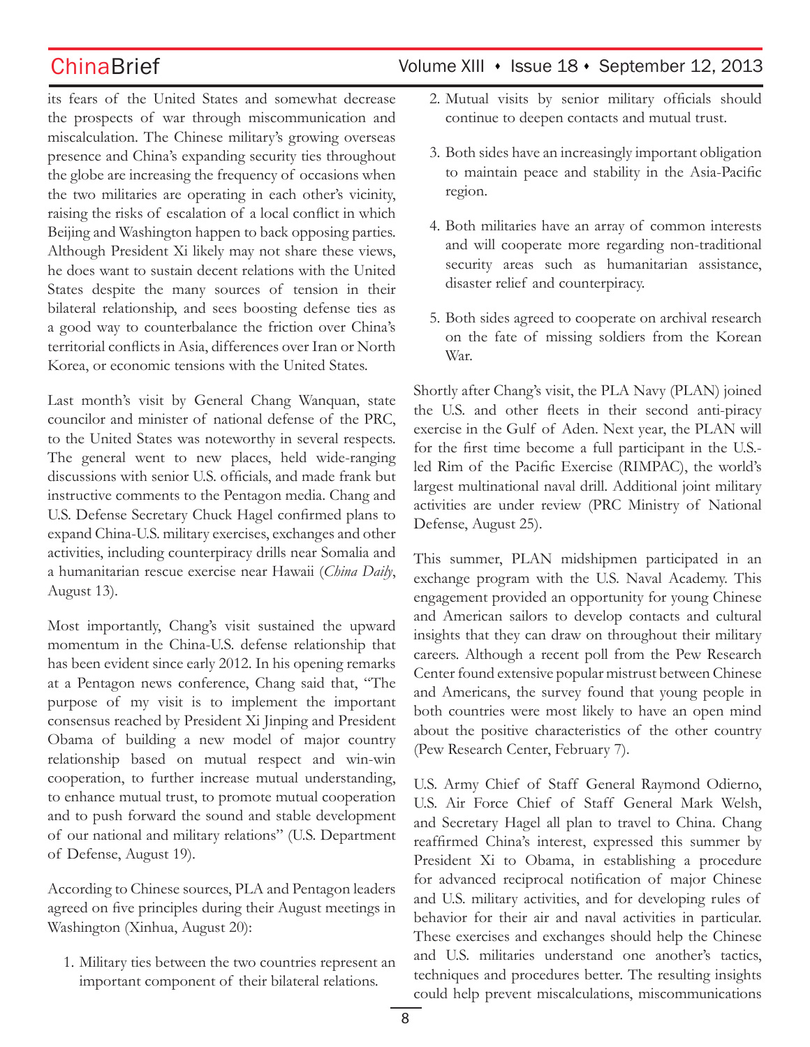its fears of the United States and somewhat decrease the prospects of war through miscommunication and miscalculation. The Chinese military's growing overseas presence and China's expanding security ties throughout the globe are increasing the frequency of occasions when the two militaries are operating in each other's vicinity, raising the risks of escalation of a local conflict in which Beijing and Washington happen to back opposing parties. Although President Xi likely may not share these views, he does want to sustain decent relations with the United States despite the many sources of tension in their bilateral relationship, and sees boosting defense ties as a good way to counterbalance the friction over China's territorial conflicts in Asia, differences over Iran or North Korea, or economic tensions with the United States.

Last month's visit by General Chang Wanquan, state councilor and minister of national defense of the PRC, to the United States was noteworthy in several respects. The general went to new places, held wide-ranging discussions with senior U.S. officials, and made frank but instructive comments to the Pentagon media. Chang and U.S. Defense Secretary Chuck Hagel confirmed plans to expand China-U.S. military exercises, exchanges and other activities, including counterpiracy drills near Somalia and a humanitarian rescue exercise near Hawaii (*China Daily*, August 13).

Most importantly, Chang's visit sustained the upward momentum in the China-U.S. defense relationship that has been evident since early 2012. In his opening remarks at a Pentagon news conference, Chang said that, "The purpose of my visit is to implement the important consensus reached by President Xi Jinping and President Obama of building a new model of major country relationship based on mutual respect and win-win cooperation, to further increase mutual understanding, to enhance mutual trust, to promote mutual cooperation and to push forward the sound and stable development of our national and military relations" (U.S. Department of Defense, August 19).

According to Chinese sources, PLA and Pentagon leaders agreed on five principles during their August meetings in Washington (Xinhua, August 20):

1. Military ties between the two countries represent an important component of their bilateral relations.
2. Mutual visits by senior military officials should continue to deepen contacts and mutual trust.
3. Both sides have an increasingly important obligation to maintain peace and stability in the Asia-Pacific region.
4. Both militaries have an array of common interests and will cooperate more regarding non-traditional security areas such as humanitarian assistance, disaster relief and counterpiracy.
5. Both sides agreed to cooperate on archival research on the fate of missing soldiers from the Korean War.

Shortly after Chang's visit, the PLA Navy (PLAN) joined the U.S. and other fleets in their second anti-piracy exercise in the Gulf of Aden. Next year, the PLAN will for the first time become a full participant in the U.S.-led Rim of the Pacific Exercise (RIMPAC), the world's largest multinational naval drill. Additional joint military activities are under review (PRC Ministry of National Defense, August 25).

This summer, PLAN midshipmen participated in an exchange program with the U.S. Naval Academy. This engagement provided an opportunity for young Chinese and American sailors to develop contacts and cultural insights that they can draw on throughout their military careers. Although a recent poll from the Pew Research Center found extensive popular mistrust between Chinese and Americans, the survey found that young people in both countries were most likely to have an open mind about the positive characteristics of the other country (Pew Research Center, February 7).

U.S. Army Chief of Staff General Raymond Odierno, U.S. Air Force Chief of Staff General Mark Welsh, and Secretary Hagel all plan to travel to China. Chang reaffirmed China's interest, expressed this summer by President Xi to Obama, in establishing a procedure for advanced reciprocal notification of major Chinese and U.S. military activities, and for developing rules of behavior for their air and naval activities in particular. These exercises and exchanges should help the Chinese and U.S. militaries understand one another's tactics, techniques and procedures better. The resulting insights could help prevent miscalculations, miscommunications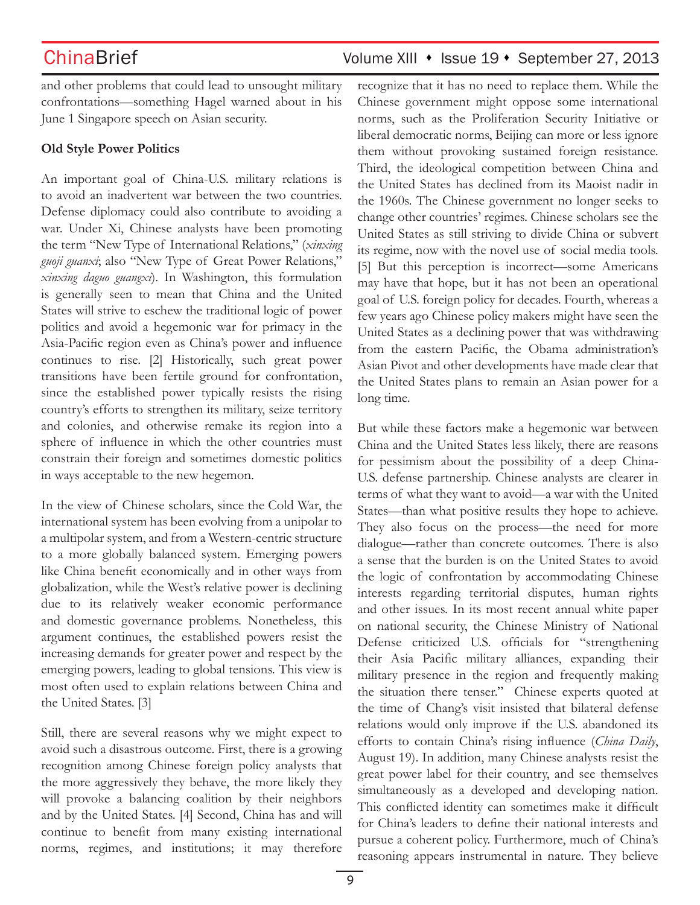and other problems that could lead to unsought military confrontations—something Hagel warned about in his June 1 Singapore speech on Asian security.

**Old Style Power Politics**

An important goal of China-U.S. military relations is to avoid an inadvertent war between the two countries. Defense diplomacy could also contribute to avoiding a war. Under Xi, Chinese analysts have been promoting the term "New Type of International Relations," (*xinxing guoji guanxi*; also "New Type of Great Power Relations," *xinxing daguo guangxi*). In Washington, this formulation is generally seen to mean that China and the United States will strive to eschew the traditional logic of power politics and avoid a hegemonic war for primacy in the Asia-Pacific region even as China's power and influence continues to rise. [2] Historically, such great power transitions have been fertile ground for confrontation, since the established power typically resists the rising country's efforts to strengthen its military, seize territory and colonies, and otherwise remake its region into a sphere of influence in which the other countries must constrain their foreign and sometimes domestic politics in ways acceptable to the new hegemon.

In the view of Chinese scholars, since the Cold War, the international system has been evolving from a unipolar to a multipolar system, and from a Western-centric structure to a more globally balanced system. Emerging powers like China benefit economically and in other ways from globalization, while the West's relative power is declining due to its relatively weaker economic performance and domestic governance problems. Nonetheless, this argument continues, the established powers resist the increasing demands for greater power and respect by the emerging powers, leading to global tensions. This view is most often used to explain relations between China and the United States. [3]

Still, there are several reasons why we might expect to avoid such a disastrous outcome. First, there is a growing recognition among Chinese foreign policy analysts that the more aggressively they behave, the more likely they will provoke a balancing coalition by their neighbors and by the United States. [4] Second, China has and will continue to benefit from many existing international norms, regimes, and institutions; it may therefore recognize that it has no need to replace them. While the Chinese government might oppose some international norms, such as the Proliferation Security Initiative or liberal democratic norms, Beijing can more or less ignore them without provoking sustained foreign resistance. Third, the ideological competition between China and the United States has declined from its Maoist nadir in the 1960s. The Chinese government no longer seeks to change other countries' regimes. Chinese scholars see the United States as still striving to divide China or subvert its regime, now with the novel use of social media tools. [5] But this perception is incorrect—some Americans may have that hope, but it has not been an operational goal of U.S. foreign policy for decades. Fourth, whereas a few years ago Chinese policy makers might have seen the United States as a declining power that was withdrawing from the eastern Pacific, the Obama administration's Asian Pivot and other developments have made clear that the United States plans to remain an Asian power for a long time.

But while these factors make a hegemonic war between China and the United States less likely, there are reasons for pessimism about the possibility of a deep China-U.S. defense partnership. Chinese analysts are clearer in terms of what they want to avoid—a war with the United States—than what positive results they hope to achieve. They also focus on the process—the need for more dialogue—rather than concrete outcomes. There is also a sense that the burden is on the United States to avoid the logic of confrontation by accommodating Chinese interests regarding territorial disputes, human rights and other issues. In its most recent annual white paper on national security, the Chinese Ministry of National Defense criticized U.S. officials for "strengthening their Asia Pacific military alliances, expanding their military presence in the region and frequently making the situation there tenser." Chinese experts quoted at the time of Chang's visit insisted that bilateral defense relations would only improve if the U.S. abandoned its efforts to contain China's rising influence (*China Daily*, August 19). In addition, many Chinese analysts resist the great power label for their country, and see themselves simultaneously as a developed and developing nation. This conflicted identity can sometimes make it difficult for China's leaders to define their national interests and pursue a coherent policy. Furthermore, much of China's reasoning appears instrumental in nature. They believe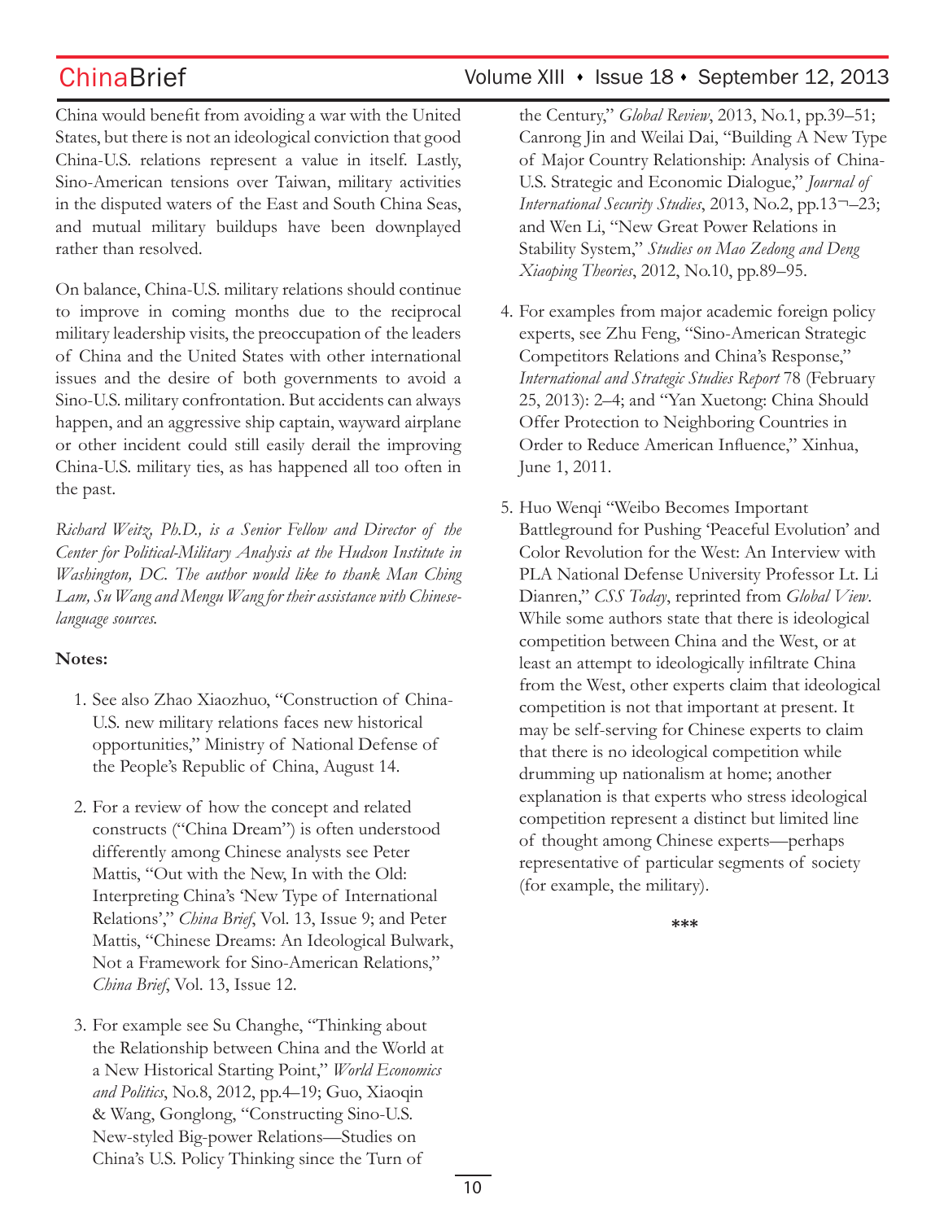China would benefit from avoiding a war with the United States, but there is not an ideological conviction that good China-U.S. relations represent a value in itself. Lastly, Sino-American tensions over Taiwan, military activities in the disputed waters of the East and South China Seas, and mutual military buildups have been downplayed rather than resolved.

On balance, China-U.S. military relations should continue to improve in coming months due to the reciprocal military leadership visits, the preoccupation of the leaders of China and the United States with other international issues and the desire of both governments to avoid a Sino-U.S. military confrontation. But accidents can always happen, and an aggressive ship captain, wayward airplane or other incident could still easily derail the improving China-U.S. military ties, as has happened all too often in the past.

*Richard Weitz, Ph.D., is a Senior Fellow and Director of the Center for Political-Military Analysis at the Hudson Institute in Washington, DC. The author would like to thank Man Ching Lam, Su Wang and Mengu Wang for their assistance with Chinese-language sources.*

**Notes:**

1. See also Zhao Xiaozhuo, "Construction of China-U.S. new military relations faces new historical opportunities," Ministry of National Defense of the People's Republic of China, August 14.

2. For a review of how the concept and related constructs ("China Dream") is often understood differently among Chinese analysts see Peter Mattis, "Out with the New, In with the Old: Interpreting China's 'New Type of International Relations'," *China Brief*, Vol. 13, Issue 9; and Peter Mattis, "Chinese Dreams: An Ideological Bulwark, Not a Framework for Sino-American Relations," *China Brief*, Vol. 13, Issue 12.

3. For example see Su Changhe, "Thinking about the Relationship between China and the World at a New Historical Starting Point," *World Economics and Politics*, No.8, 2012, pp.4–19; Guo, Xiaoqin & Wang, Gonglong, "Constructing Sino-U.S. New-styled Big-power Relations—Studies on China's U.S. Policy Thinking since the Turn of the Century," *Global Review*, 2013, No.1, pp.39–51; Canrong Jin and Weilai Dai, "Building A New Type of Major Country Relationship: Analysis of China-U.S. Strategic and Economic Dialogue," *Journal of International Security Studies*, 2013, No.2, pp.13¬–23; and Wen Li, "New Great Power Relations in Stability System," *Studies on Mao Zedong and Deng Xiaoping Theories*, 2012, No.10, pp.89–95.

4. For examples from major academic foreign policy experts, see Zhu Feng, "Sino-American Strategic Competitors Relations and China's Response," *International and Strategic Studies Report* 78 (February 25, 2013): 2–4; and "Yan Xuetong: China Should Offer Protection to Neighboring Countries in Order to Reduce American Influence," Xinhua, June 1, 2011.

5. Huo Wenqi "Weibo Becomes Important Battleground for Pushing 'Peaceful Evolution' and Color Revolution for the West: An Interview with PLA National Defense University Professor Lt. Li Dianren," *CSS Today*, reprinted from *Global View*. While some authors state that there is ideological competition between China and the West, or at least an attempt to ideologically infiltrate China from the West, other experts claim that ideological competition is not that important at present. It may be self-serving for Chinese experts to claim that there is no ideological competition while drumming up nationalism at home; another explanation is that experts who stress ideological competition represent a distinct but limited line of thought among Chinese experts—perhaps representative of particular segments of society (for example, the military).

***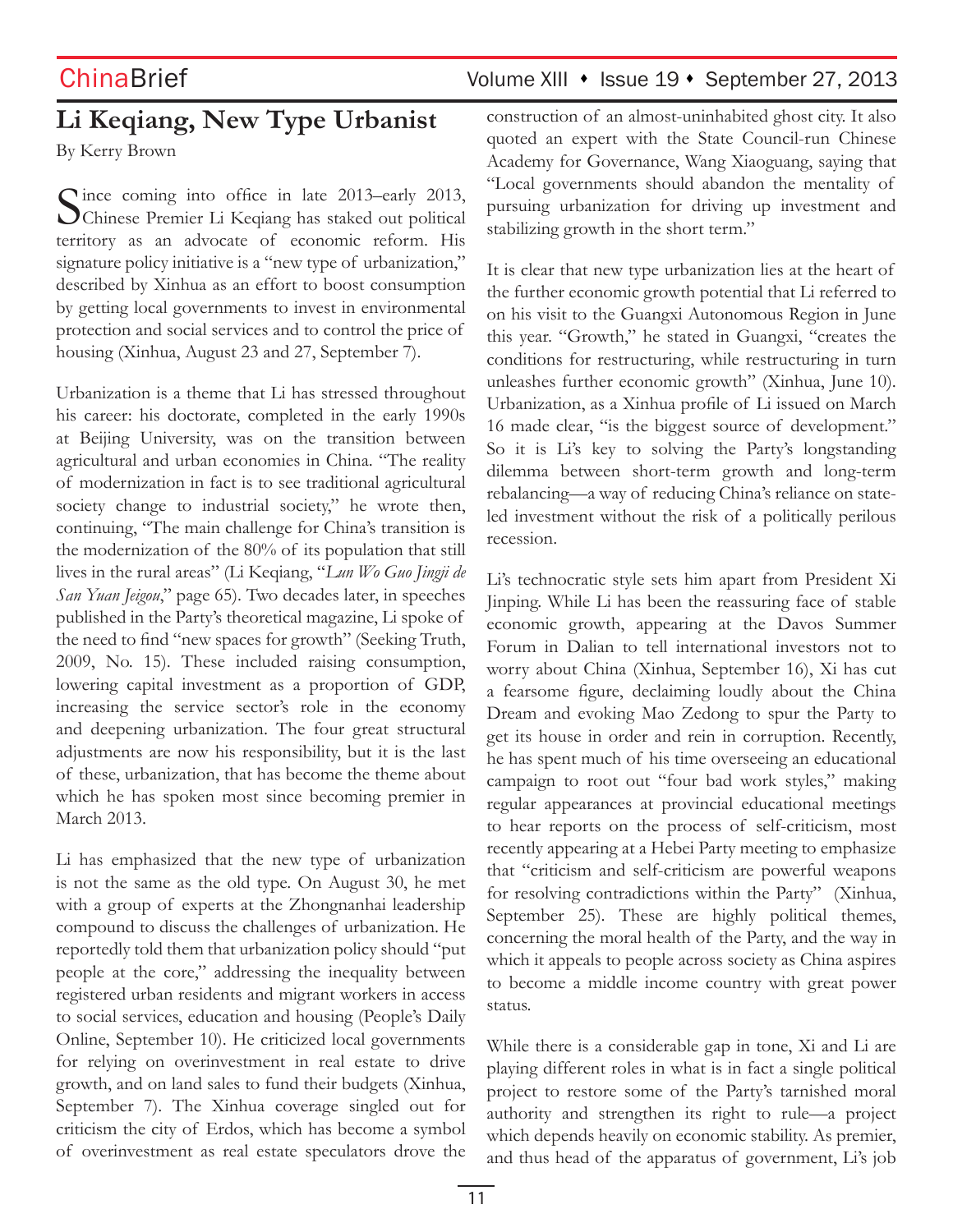# Li Keqiang, New Type Urbanist

By Kerry Brown

Since coming into office in late 2013–early 2013, Chinese Premier Li Keqiang has staked out political territory as an advocate of economic reform. His signature policy initiative is a "new type of urbanization," described by Xinhua as an effort to boost consumption by getting local governments to invest in environmental protection and social services and to control the price of housing (Xinhua, August 23 and 27, September 7).

Urbanization is a theme that Li has stressed throughout his career: his doctorate, completed in the early 1990s at Beijing University, was on the transition between agricultural and urban economies in China. "The reality of modernization in fact is to see traditional agricultural society change to industrial society," he wrote then, continuing, "The main challenge for China's transition is the modernization of the 80% of its population that still lives in the rural areas" (Li Keqiang, "*Lun Wo Guo Jingji de San Yuan Jeigou*," page 65). Two decades later, in speeches published in the Party's theoretical magazine, Li spoke of the need to find "new spaces for growth" (Seeking Truth, 2009, No. 15). These included raising consumption, lowering capital investment as a proportion of GDP, increasing the service sector's role in the economy and deepening urbanization. The four great structural adjustments are now his responsibility, but it is the last of these, urbanization, that has become the theme about which he has spoken most since becoming premier in March 2013.

Li has emphasized that the new type of urbanization is not the same as the old type. On August 30, he met with a group of experts at the Zhongnanhai leadership compound to discuss the challenges of urbanization. He reportedly told them that urbanization policy should "put people at the core," addressing the inequality between registered urban residents and migrant workers in access to social services, education and housing (People's Daily Online, September 10). He criticized local governments for relying on overinvestment in real estate to drive growth, and on land sales to fund their budgets (Xinhua, September 7). The Xinhua coverage singled out for criticism the city of Erdos, which has become a symbol of overinvestment as real estate speculators drove the construction of an almost-uninhabited ghost city. It also quoted an expert with the State Council-run Chinese Academy for Governance, Wang Xiaoguang, saying that "Local governments should abandon the mentality of pursuing urbanization for driving up investment and stabilizing growth in the short term."

It is clear that new type urbanization lies at the heart of the further economic growth potential that Li referred to on his visit to the Guangxi Autonomous Region in June this year. "Growth," he stated in Guangxi, "creates the conditions for restructuring, while restructuring in turn unleashes further economic growth" (Xinhua, June 10). Urbanization, as a Xinhua profile of Li issued on March 16 made clear, "is the biggest source of development." So it is Li's key to solving the Party's longstanding dilemma between short-term growth and long-term rebalancing—a way of reducing China's reliance on state-led investment without the risk of a politically perilous recession.

Li's technocratic style sets him apart from President Xi Jinping. While Li has been the reassuring face of stable economic growth, appearing at the Davos Summer Forum in Dalian to tell international investors not to worry about China (Xinhua, September 16), Xi has cut a fearsome figure, declaiming loudly about the China Dream and evoking Mao Zedong to spur the Party to get its house in order and rein in corruption. Recently, he has spent much of his time overseeing an educational campaign to root out "four bad work styles," making regular appearances at provincial educational meetings to hear reports on the process of self-criticism, most recently appearing at a Hebei Party meeting to emphasize that "criticism and self-criticism are powerful weapons for resolving contradictions within the Party" (Xinhua, September 25). These are highly political themes, concerning the moral health of the Party, and the way in which it appeals to people across society as China aspires to become a middle income country with great power status.

While there is a considerable gap in tone, Xi and Li are playing different roles in what is in fact a single political project to restore some of the Party's tarnished moral authority and strengthen its right to rule—a project which depends heavily on economic stability. As premier, and thus head of the apparatus of government, Li's job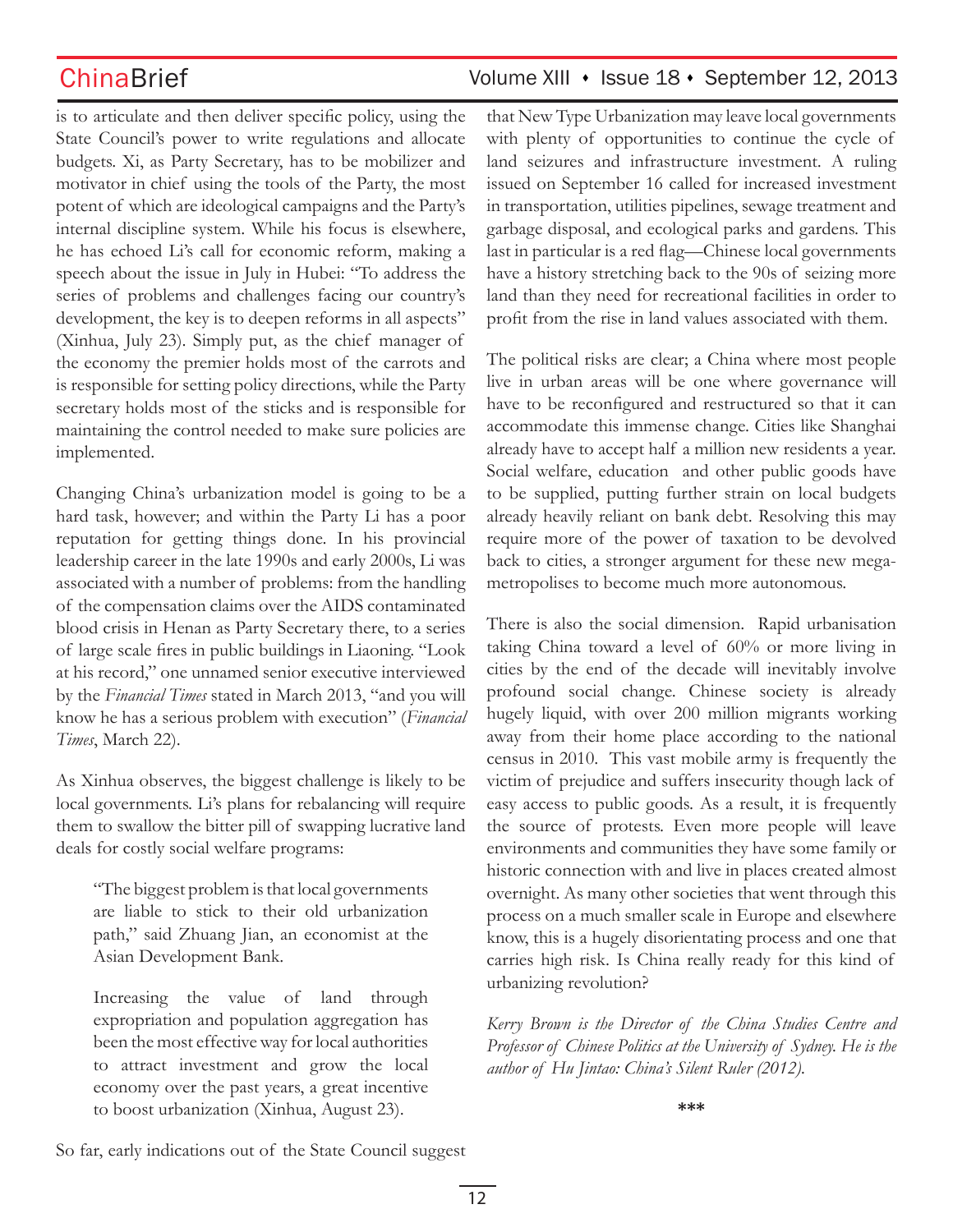is to articulate and then deliver specific policy, using the State Council's power to write regulations and allocate budgets. Xi, as Party Secretary, has to be mobilizer and motivator in chief using the tools of the Party, the most potent of which are ideological campaigns and the Party's internal discipline system. While his focus is elsewhere, he has echoed Li's call for economic reform, making a speech about the issue in July in Hubei: "To address the series of problems and challenges facing our country's development, the key is to deepen reforms in all aspects" (Xinhua, July 23). Simply put, as the chief manager of the economy the premier holds most of the carrots and is responsible for setting policy directions, while the Party secretary holds most of the sticks and is responsible for maintaining the control needed to make sure policies are implemented.

Changing China's urbanization model is going to be a hard task, however; and within the Party Li has a poor reputation for getting things done. In his provincial leadership career in the late 1990s and early 2000s, Li was associated with a number of problems: from the handling of the compensation claims over the AIDS contaminated blood crisis in Henan as Party Secretary there, to a series of large scale fires in public buildings in Liaoning. "Look at his record," one unnamed senior executive interviewed by the *Financial Times* stated in March 2013, "and you will know he has a serious problem with execution" (*Financial Times*, March 22).

As Xinhua observes, the biggest challenge is likely to be local governments. Li's plans for rebalancing will require them to swallow the bitter pill of swapping lucrative land deals for costly social welfare programs:

> "The biggest problem is that local governments are liable to stick to their old urbanization path," said Zhuang Jian, an economist at the Asian Development Bank.
>
> Increasing the value of land through expropriation and population aggregation has been the most effective way for local authorities to attract investment and grow the local economy over the past years, a great incentive to boost urbanization (Xinhua, August 23).

So far, early indications out of the State Council suggest that New Type Urbanization may leave local governments with plenty of opportunities to continue the cycle of land seizures and infrastructure investment. A ruling issued on September 16 called for increased investment in transportation, utilities pipelines, sewage treatment and garbage disposal, and ecological parks and gardens. This last in particular is a red flag—Chinese local governments have a history stretching back to the 90s of seizing more land than they need for recreational facilities in order to profit from the rise in land values associated with them.

The political risks are clear; a China where most people live in urban areas will be one where governance will have to be reconfigured and restructured so that it can accommodate this immense change. Cities like Shanghai already have to accept half a million new residents a year. Social welfare, education and other public goods have to be supplied, putting further strain on local budgets already heavily reliant on bank debt. Resolving this may require more of the power of taxation to be devolved back to cities, a stronger argument for these new mega-metropolises to become much more autonomous.

There is also the social dimension. Rapid urbanisation taking China toward a level of 60% or more living in cities by the end of the decade will inevitably involve profound social change. Chinese society is already hugely liquid, with over 200 million migrants working away from their home place according to the national census in 2010. This vast mobile army is frequently the victim of prejudice and suffers insecurity though lack of easy access to public goods. As a result, it is frequently the source of protests. Even more people will leave environments and communities they have some family or historic connection with and live in places created almost overnight. As many other societies that went through this process on a much smaller scale in Europe and elsewhere know, this is a hugely disorientating process and one that carries high risk. Is China really ready for this kind of urbanizing revolution?

*Kerry Brown is the Director of the China Studies Centre and Professor of Chinese Politics at the University of Sydney. He is the author of Hu Jintao: China's Silent Ruler (2012).*

\*\*\*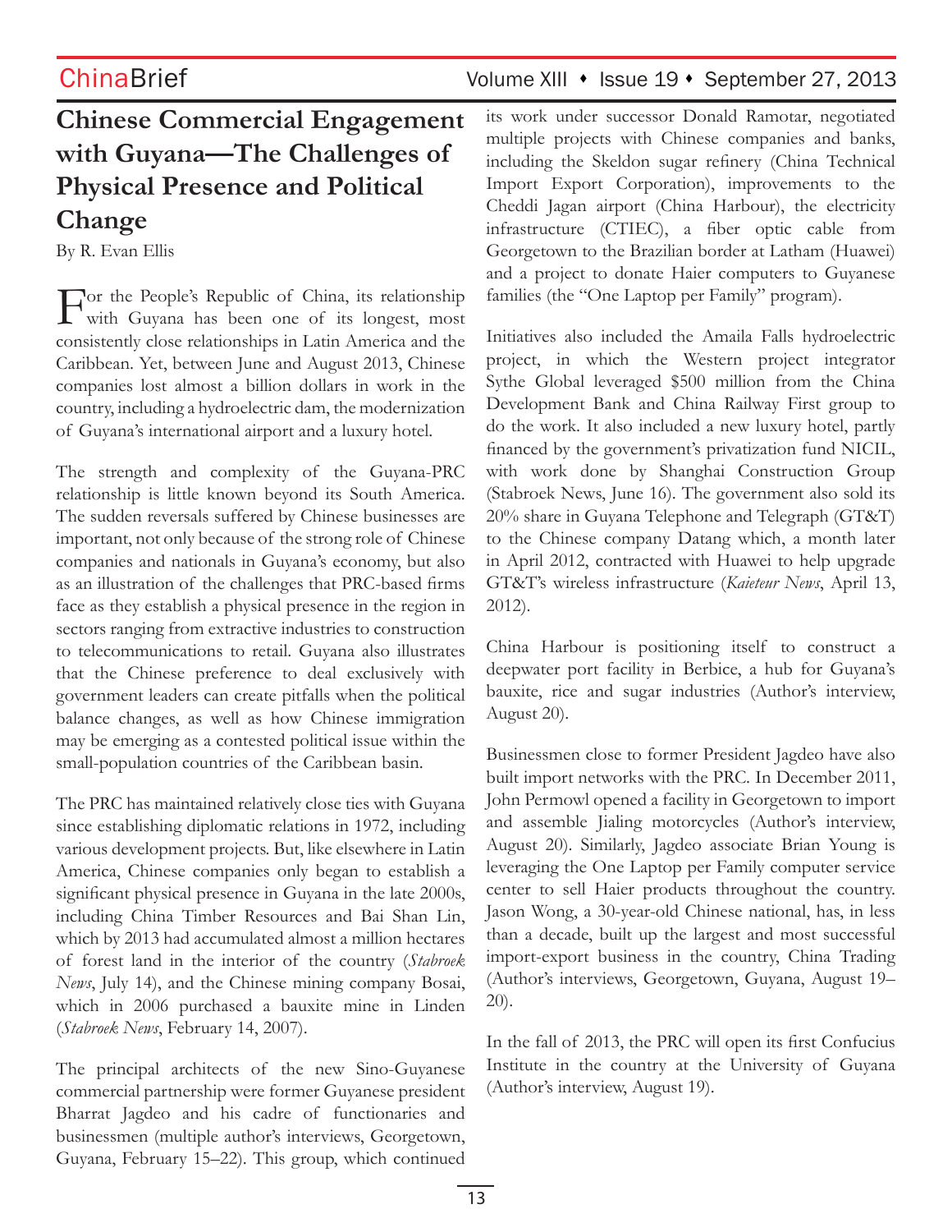# Chinese Commercial Engagement with Guyana—The Challenges of Physical Presence and Political Change

By R. Evan Ellis

For the People's Republic of China, its relationship with Guyana has been one of its longest, most consistently close relationships in Latin America and the Caribbean. Yet, between June and August 2013, Chinese companies lost almost a billion dollars in work in the country, including a hydroelectric dam, the modernization of Guyana's international airport and a luxury hotel.

The strength and complexity of the Guyana-PRC relationship is little known beyond its South America. The sudden reversals suffered by Chinese businesses are important, not only because of the strong role of Chinese companies and nationals in Guyana's economy, but also as an illustration of the challenges that PRC-based firms face as they establish a physical presence in the region in sectors ranging from extractive industries to construction to telecommunications to retail. Guyana also illustrates that the Chinese preference to deal exclusively with government leaders can create pitfalls when the political balance changes, as well as how Chinese immigration may be emerging as a contested political issue within the small-population countries of the Caribbean basin.

The PRC has maintained relatively close ties with Guyana since establishing diplomatic relations in 1972, including various development projects. But, like elsewhere in Latin America, Chinese companies only began to establish a significant physical presence in Guyana in the late 2000s, including China Timber Resources and Bai Shan Lin, which by 2013 had accumulated almost a million hectares of forest land in the interior of the country (*Stabroek News*, July 14), and the Chinese mining company Bosai, which in 2006 purchased a bauxite mine in Linden (*Stabroek News*, February 14, 2007).

The principal architects of the new Sino-Guyanese commercial partnership were former Guyanese president Bharrat Jagdeo and his cadre of functionaries and businessmen (multiple author's interviews, Georgetown, Guyana, February 15–22). This group, which continued its work under successor Donald Ramotar, negotiated multiple projects with Chinese companies and banks, including the Skeldon sugar refinery (China Technical Import Export Corporation), improvements to the Cheddi Jagan airport (China Harbour), the electricity infrastructure (CTIEC), a fiber optic cable from Georgetown to the Brazilian border at Latham (Huawei) and a project to donate Haier computers to Guyanese families (the "One Laptop per Family" program).

Initiatives also included the Amaila Falls hydroelectric project, in which the Western project integrator Sythe Global leveraged $500 million from the China Development Bank and China Railway First group to do the work. It also included a new luxury hotel, partly financed by the government's privatization fund NICIL, with work done by Shanghai Construction Group (Stabroek News, June 16). The government also sold its 20% share in Guyana Telephone and Telegraph (GT&T) to the Chinese company Datang which, a month later in April 2012, contracted with Huawei to help upgrade GT&T's wireless infrastructure (*Kaieteur News*, April 13, 2012).

China Harbour is positioning itself to construct a deepwater port facility in Berbice, a hub for Guyana's bauxite, rice and sugar industries (Author's interview, August 20).

Businessmen close to former President Jagdeo have also built import networks with the PRC. In December 2011, John Permowl opened a facility in Georgetown to import and assemble Jialing motorcycles (Author's interview, August 20). Similarly, Jagdeo associate Brian Young is leveraging the One Laptop per Family computer service center to sell Haier products throughout the country. Jason Wong, a 30-year-old Chinese national, has, in less than a decade, built up the largest and most successful import-export business in the country, China Trading (Author's interviews, Georgetown, Guyana, August 19–20).

In the fall of 2013, the PRC will open its first Confucius Institute in the country at the University of Guyana (Author's interview, August 19).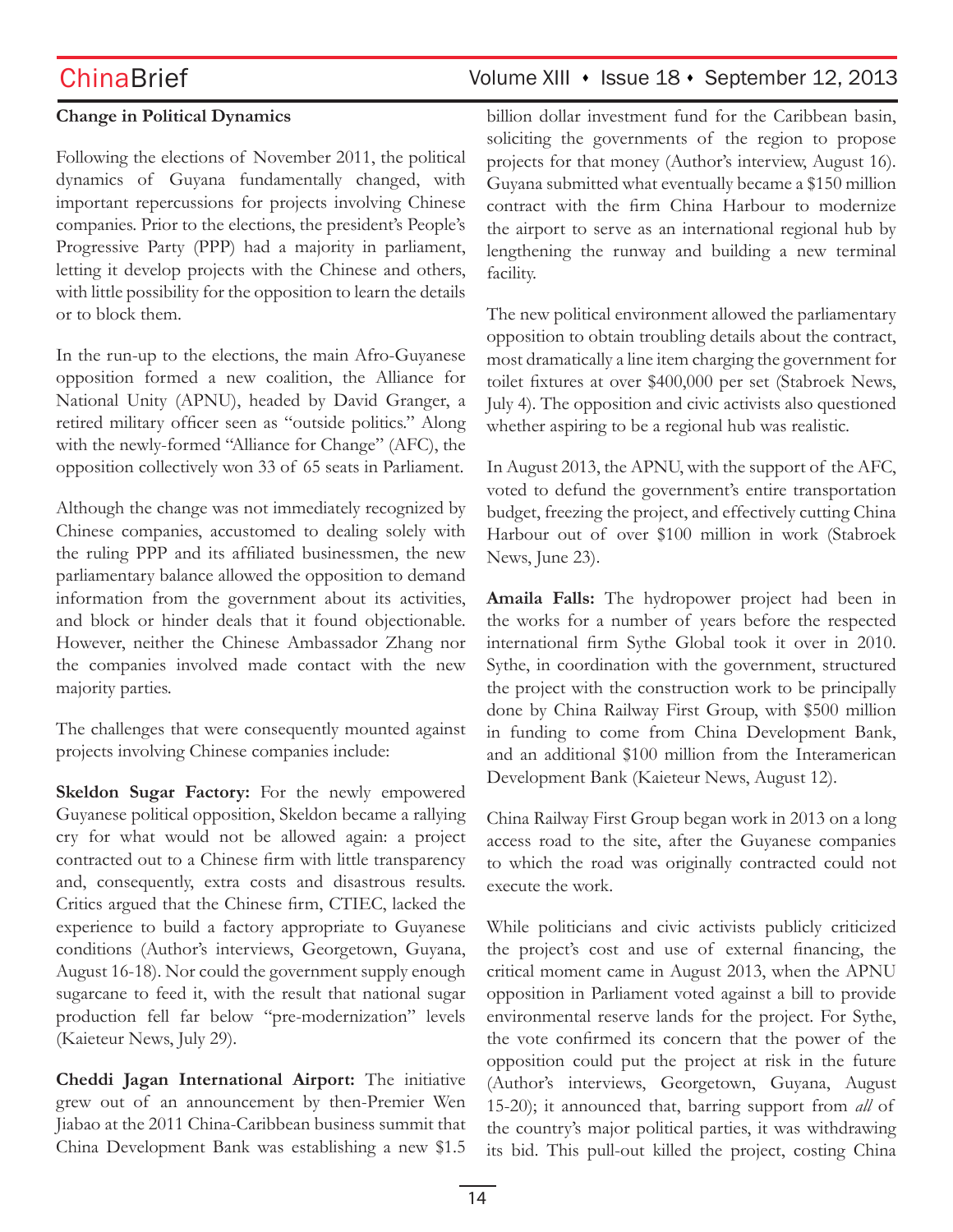**Change in Political Dynamics**

Following the elections of November 2011, the political dynamics of Guyana fundamentally changed, with important repercussions for projects involving Chinese companies. Prior to the elections, the president's People's Progressive Party (PPP) had a majority in parliament, letting it develop projects with the Chinese and others, with little possibility for the opposition to learn the details or to block them.

In the run-up to the elections, the main Afro-Guyanese opposition formed a new coalition, the Alliance for National Unity (APNU), headed by David Granger, a retired military officer seen as "outside politics." Along with the newly-formed "Alliance for Change" (AFC), the opposition collectively won 33 of 65 seats in Parliament.

Although the change was not immediately recognized by Chinese companies, accustomed to dealing solely with the ruling PPP and its affiliated businessmen, the new parliamentary balance allowed the opposition to demand information from the government about its activities, and block or hinder deals that it found objectionable. However, neither the Chinese Ambassador Zhang nor the companies involved made contact with the new majority parties.

The challenges that were consequently mounted against projects involving Chinese companies include:

**Skeldon Sugar Factory:** For the newly empowered Guyanese political opposition, Skeldon became a rallying cry for what would not be allowed again: a project contracted out to a Chinese firm with little transparency and, consequently, extra costs and disastrous results. Critics argued that the Chinese firm, CTIEC, lacked the experience to build a factory appropriate to Guyanese conditions (Author's interviews, Georgetown, Guyana, August 16-18). Nor could the government supply enough sugarcane to feed it, with the result that national sugar production fell far below "pre-modernization" levels (Kaieteur News, July 29).

**Cheddi Jagan International Airport:** The initiative grew out of an announcement by then-Premier Wen Jiabao at the 2011 China-Caribbean business summit that China Development Bank was establishing a new $1.5 billion dollar investment fund for the Caribbean basin, soliciting the governments of the region to propose projects for that money (Author's interview, August 16). Guyana submitted what eventually became a $150 million contract with the firm China Harbour to modernize the airport to serve as an international regional hub by lengthening the runway and building a new terminal facility.

The new political environment allowed the parliamentary opposition to obtain troubling details about the contract, most dramatically a line item charging the government for toilet fixtures at over $400,000 per set (Stabroek News, July 4). The opposition and civic activists also questioned whether aspiring to be a regional hub was realistic.

In August 2013, the APNU, with the support of the AFC, voted to defund the government's entire transportation budget, freezing the project, and effectively cutting China Harbour out of over $100 million in work (Stabroek News, June 23).

**Amaila Falls:** The hydropower project had been in the works for a number of years before the respected international firm Sythe Global took it over in 2010. Sythe, in coordination with the government, structured the project with the construction work to be principally done by China Railway First Group, with $500 million in funding to come from China Development Bank, and an additional $100 million from the Interamerican Development Bank (Kaieteur News, August 12).

China Railway First Group began work in 2013 on a long access road to the site, after the Guyanese companies to which the road was originally contracted could not execute the work.

While politicians and civic activists publicly criticized the project's cost and use of external financing, the critical moment came in August 2013, when the APNU opposition in Parliament voted against a bill to provide environmental reserve lands for the project. For Sythe, the vote confirmed its concern that the power of the opposition could put the project at risk in the future (Author's interviews, Georgetown, Guyana, August 15-20); it announced that, barring support from *all* of the country's major political parties, it was withdrawing its bid. This pull-out killed the project, costing China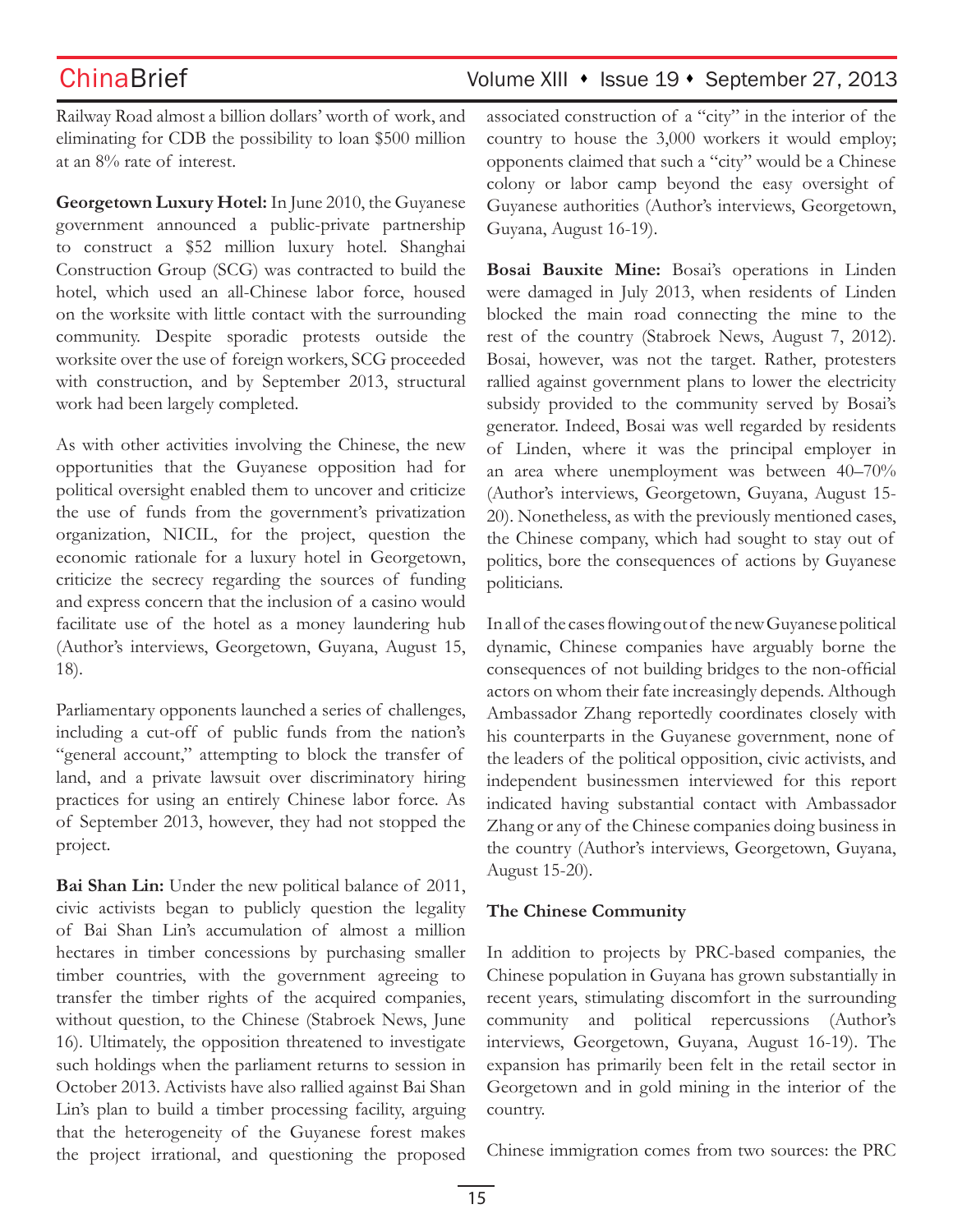Railway Road almost a billion dollars' worth of work, and eliminating for CDB the possibility to loan $500 million at an 8% rate of interest.

**Georgetown Luxury Hotel:** In June 2010, the Guyanese government announced a public-private partnership to construct a $52 million luxury hotel. Shanghai Construction Group (SCG) was contracted to build the hotel, which used an all-Chinese labor force, housed on the worksite with little contact with the surrounding community. Despite sporadic protests outside the worksite over the use of foreign workers, SCG proceeded with construction, and by September 2013, structural work had been largely completed.

As with other activities involving the Chinese, the new opportunities that the Guyanese opposition had for political oversight enabled them to uncover and criticize the use of funds from the government's privatization organization, NICIL, for the project, question the economic rationale for a luxury hotel in Georgetown, criticize the secrecy regarding the sources of funding and express concern that the inclusion of a casino would facilitate use of the hotel as a money laundering hub (Author's interviews, Georgetown, Guyana, August 15, 18).

Parliamentary opponents launched a series of challenges, including a cut-off of public funds from the nation's "general account," attempting to block the transfer of land, and a private lawsuit over discriminatory hiring practices for using an entirely Chinese labor force. As of September 2013, however, they had not stopped the project.

**Bai Shan Lin:** Under the new political balance of 2011, civic activists began to publicly question the legality of Bai Shan Lin's accumulation of almost a million hectares in timber concessions by purchasing smaller timber countries, with the government agreeing to transfer the timber rights of the acquired companies, without question, to the Chinese (Stabroek News, June 16). Ultimately, the opposition threatened to investigate such holdings when the parliament returns to session in October 2013. Activists have also rallied against Bai Shan Lin's plan to build a timber processing facility, arguing that the heterogeneity of the Guyanese forest makes the project irrational, and questioning the proposed associated construction of a "city" in the interior of the country to house the 3,000 workers it would employ; opponents claimed that such a "city" would be a Chinese colony or labor camp beyond the easy oversight of Guyanese authorities (Author's interviews, Georgetown, Guyana, August 16-19).

**Bosai Bauxite Mine:** Bosai's operations in Linden were damaged in July 2013, when residents of Linden blocked the main road connecting the mine to the rest of the country (Stabroek News, August 7, 2012). Bosai, however, was not the target. Rather, protesters rallied against government plans to lower the electricity subsidy provided to the community served by Bosai's generator. Indeed, Bosai was well regarded by residents of Linden, where it was the principal employer in an area where unemployment was between 40–70% (Author's interviews, Georgetown, Guyana, August 15-20). Nonetheless, as with the previously mentioned cases, the Chinese company, which had sought to stay out of politics, bore the consequences of actions by Guyanese politicians.

In all of the cases flowing out of the new Guyanese political dynamic, Chinese companies have arguably borne the consequences of not building bridges to the non-official actors on whom their fate increasingly depends. Although Ambassador Zhang reportedly coordinates closely with his counterparts in the Guyanese government, none of the leaders of the political opposition, civic activists, and independent businessmen interviewed for this report indicated having substantial contact with Ambassador Zhang or any of the Chinese companies doing business in the country (Author's interviews, Georgetown, Guyana, August 15-20).

### The Chinese Community

In addition to projects by PRC-based companies, the Chinese population in Guyana has grown substantially in recent years, stimulating discomfort in the surrounding community and political repercussions (Author's interviews, Georgetown, Guyana, August 16-19). The expansion has primarily been felt in the retail sector in Georgetown and in gold mining in the interior of the country.

Chinese immigration comes from two sources: the PRC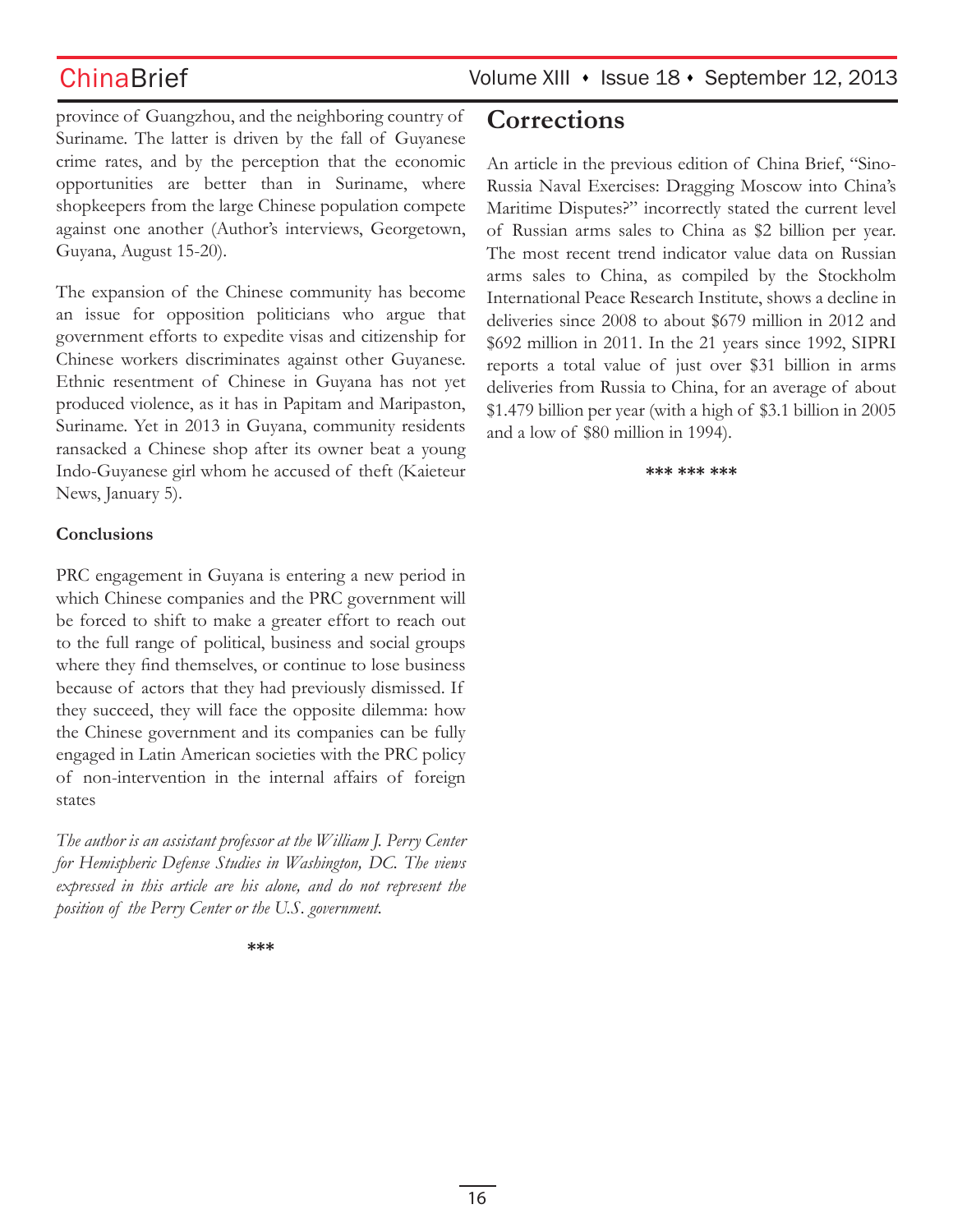province of Guangzhou, and the neighboring country of Suriname. The latter is driven by the fall of Guyanese crime rates, and by the perception that the economic opportunities are better than in Suriname, where shopkeepers from the large Chinese population compete against one another (Author's interviews, Georgetown, Guyana, August 15-20).

The expansion of the Chinese community has become an issue for opposition politicians who argue that government efforts to expedite visas and citizenship for Chinese workers discriminates against other Guyanese. Ethnic resentment of Chinese in Guyana has not yet produced violence, as it has in Papitam and Maripaston, Suriname. Yet in 2013 in Guyana, community residents ransacked a Chinese shop after its owner beat a young Indo-Guyanese girl whom he accused of theft (Kaieteur News, January 5).

**Conclusions**

PRC engagement in Guyana is entering a new period in which Chinese companies and the PRC government will be forced to shift to make a greater effort to reach out to the full range of political, business and social groups where they find themselves, or continue to lose business because of actors that they had previously dismissed. If they succeed, they will face the opposite dilemma: how the Chinese government and its companies can be fully engaged in Latin American societies with the PRC policy of non-intervention in the internal affairs of foreign states

*The author is an assistant professor at the William J. Perry Center for Hemispheric Defense Studies in Washington, DC. The views expressed in this article are his alone, and do not represent the position of the Perry Center or the U.S. government.*

\*\*\*

# Corrections

An article in the previous edition of China Brief, "Sino-Russia Naval Exercises: Dragging Moscow into China's Maritime Disputes?" incorrectly stated the current level of Russian arms sales to China as $2 billion per year. The most recent trend indicator value data on Russian arms sales to China, as compiled by the Stockholm International Peace Research Institute, shows a decline in deliveries since 2008 to about $679 million in 2012 and $692 million in 2011. In the 21 years since 1992, SIPRI reports a total value of just over $31 billion in arms deliveries from Russia to China, for an average of about $1.479 billion per year (with a high of $3.1 billion in 2005 and a low of $80 million in 1994).

\*\*\* \*\*\* \*\*\*